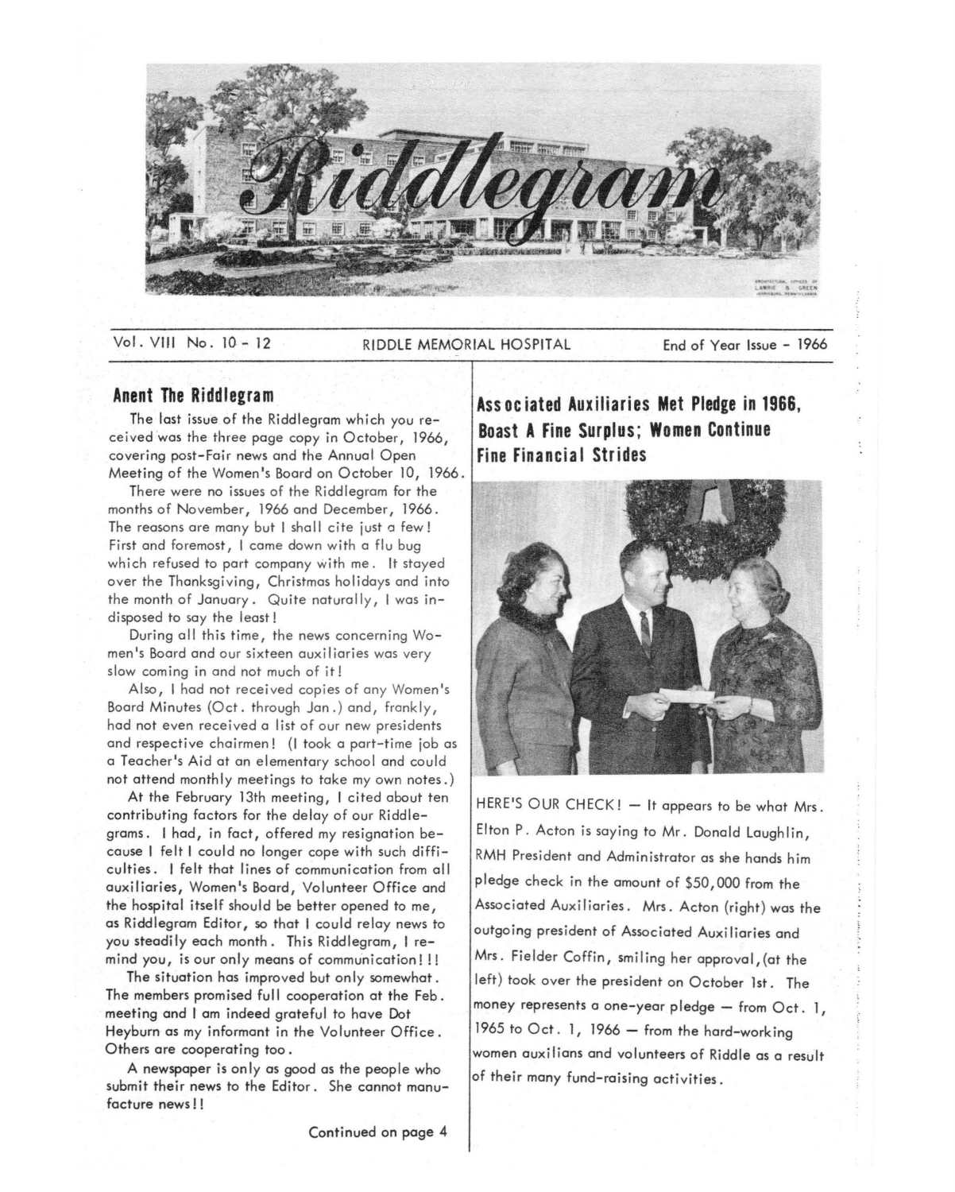# Riddlegram

Vol. VIII No. 10 - 12 RIDDLE MEMORIAL HOSPITAL End of Year Issue - 1966

## Anent The Riddlegram

The last issue of the Riddlegram which you received was the three page copy in October, 1966, covering post-Fair news and the Annual Open Meeting of the Women's Board on October 10, 1966.

There were no issues of the Riddlegram for the months of November, 1966 and December, 1966. The reasons are many but I shall cite just a few! First and foremost, I came down with a flu bug which refused to part company with me. It stayed over the Thanksgiving, Christmas holidays and into the month of January. Quite naturally, I was indisposed to say the least!

During all this time, the news concerning Women's Board and our sixteen auxiliaries was very slow coming in and not much of it!

Also, I had not received copies of any Women's Board Minutes (Oct. through Jan.) and, frankly, had not even received a list of our new presidents and respective chairmen! (I took a part-time job as a Teacher's Aid at an elementary school and could not attend monthly meetings to take my own notes.)

At the February 13th meeting, I cited about ten contributing factors for the delay of our Riddlegrams. I had, in fact, offered my resignation because I felt I could no longer cope with such difficulties. I felt that lines of communication from all auxiliaries, Women's Board, Volunteer Office and the hospital itself should be better opened to me, as Riddlegram Editor, so that I could relay news to you steadily each month. This Riddlegram, I remind you, is our only means of communication!!!

The situation has improved but only somewhat. The members promised full cooperation at the Feb. meeting and I am indeed grateful to have Dot Heyburn as my informant in the Volunteer Office. Others are cooperating too.

A newspaper is only as good as the people who submit their news to the Editor. She cannot manufacture news!!

Continued on page 4

## Associated Auxiliaries Met Pledge in 1966, Boast A Fine Surplus; Women Continue Fine Financial Strides

HERE'S OUR CHECK! — It appears to be what Mrs. Elton P. Acton is saying to Mr. Donald Laughlin, RMH President and Administrator as she hands him pledge check in the amount of $50,000 from the Associated Auxiliaries. Mrs. Acton (right) was the outgoing president of Associated Auxiliaries and Mrs. Fielder Coffin, smiling her approval, (at the left) took over the president on October 1st. The money represents a one-year pledge — from Oct. 1, 1965 to Oct. 1, 1966 — from the hard-working women auxilians and volunteers of Riddle as a result of their many fund-raising activities.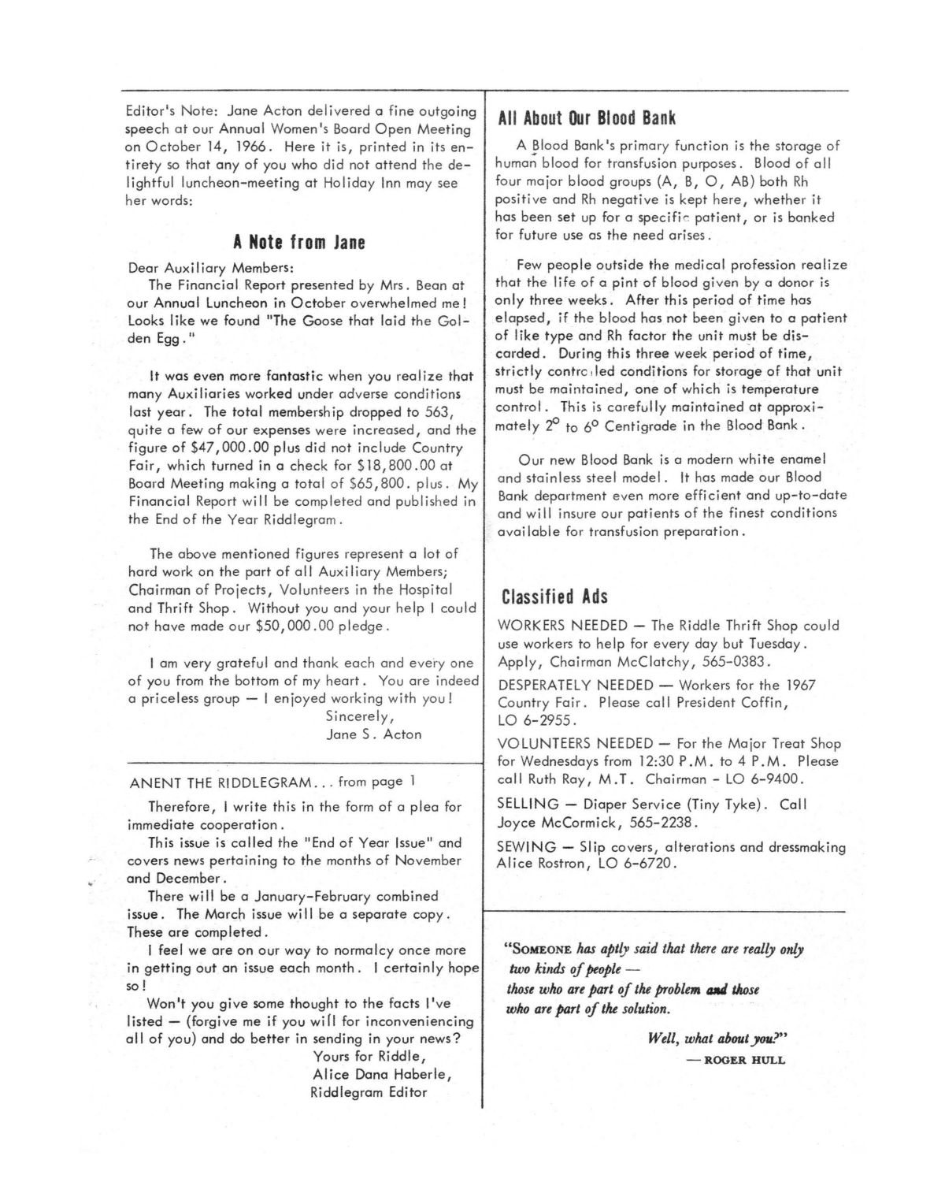Editor's Note: Jane Acton delivered a fine outgoing speech at our Annual Women's Board Open Meeting on October 14, 1966. Here it is, printed in its entirety so that any of you who did not attend the delightful luncheon-meeting at Holiday Inn may see her words:

## A Note from Jane

Dear Auxiliary Members:

The Financial Report presented by Mrs. Bean at our Annual Luncheon in October overwhelmed me! Looks like we found "The Goose that laid the Golden Egg."

It was even more fantastic when you realize that many Auxiliaries worked under adverse conditions last year. The total membership dropped to 563, quite a few of our expenses were increased, and the figure of $47,000.00 plus did not include Country Fair, which turned in a check for $18,800.00 at Board Meeting making a total of $65,800. plus. My Financial Report will be completed and published in the End of the Year Riddlegram.

The above mentioned figures represent a lot of hard work on the part of all Auxiliary Members; Chairman of Projects, Volunteers in the Hospital and Thrift Shop. Without you and your help I could not have made our $50,000.00 pledge.

I am very grateful and thank each and every one of you from the bottom of my heart. You are indeed a priceless group — I enjoyed working with you!

Sincerely,
Jane S. Acton

ANENT THE RIDDLEGRAM... from page 1

Therefore, I write this in the form of a plea for immediate cooperation.

This issue is called the "End of Year Issue" and covers news pertaining to the months of November and December.

There will be a January-February combined issue. The March issue will be a separate copy. These are completed.

I feel we are on our way to normalcy once more in getting out an issue each month. I certainly hope so!

Won't you give some thought to the facts I've listed — (forgive me if you will for inconveniencing all of you) and do better in sending in your news?

Yours for Riddle,
Alice Dana Haberle,
Riddlegram Editor

## All About Our Blood Bank

A Blood Bank's primary function is the storage of human blood for transfusion purposes. Blood of all four major blood groups (A, B, O, AB) both Rh positive and Rh negative is kept here, whether it has been set up for a specific patient, or is banked for future use as the need arises.

Few people outside the medical profession realize that the life of a pint of blood given by a donor is only three weeks. After this period of time has elapsed, if the blood has not been given to a patient of like type and Rh factor the unit must be discarded. During this three week period of time, strictly controlled conditions for storage of that unit must be maintained, one of which is temperature control. This is carefully maintained at approximately 2° to 6° Centigrade in the Blood Bank.

Our new Blood Bank is a modern white enamel and stainless steel model. It has made our Blood Bank department even more efficient and up-to-date and will insure our patients of the finest conditions available for transfusion preparation.

## Classified Ads

WORKERS NEEDED — The Riddle Thrift Shop could use workers to help for every day but Tuesday. Apply, Chairman McClatchy, 565-0383.

DESPERATELY NEEDED — Workers for the 1967 Country Fair. Please call President Coffin, LO 6-2955.

VOLUNTEERS NEEDED — For the Major Treat Shop for Wednesdays from 12:30 P.M. to 4 P.M. Please call Ruth Ray, M.T. Chairman - LO 6-9400.

SELLING — Diaper Service (Tiny Tyke). Call Joyce McCormick, 565-2238.

SEWING — Slip covers, alterations and dressmaking Alice Rostron, LO 6-6720.

"SOMEONE *has aptly said that there are really only two kinds of people — those who are part of the problem* ***and*** *those who are part of the solution.*

***Well, what about you?***"

— ROGER HULL